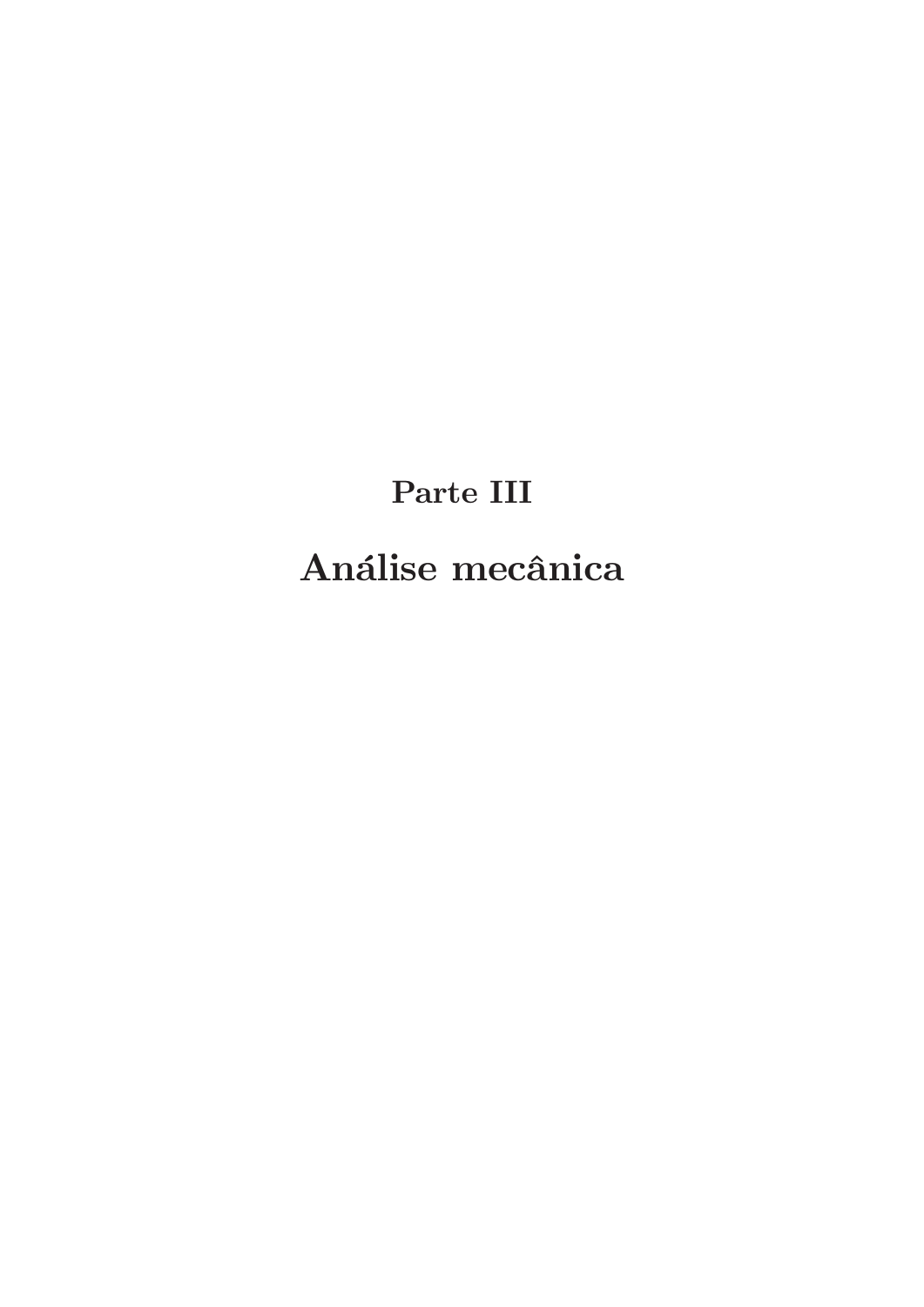# Parte III

# Análise mecânica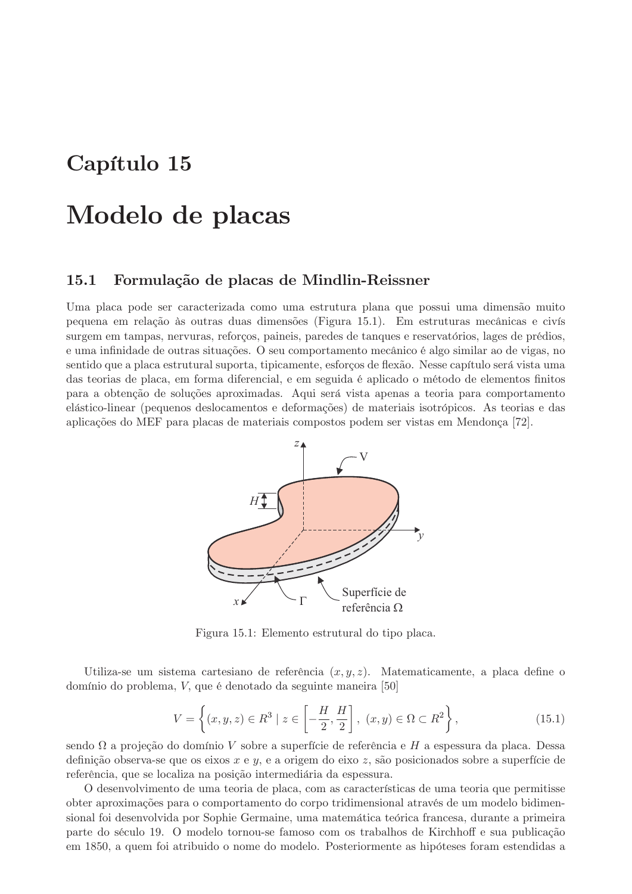# Capítulo 15

# Modelo de placas

## 15.1 Formulação de placas de Mindlin-Reissner

Uma placa pode ser caracterizada como uma estrutura plana que possui uma dimensão muito pequena em relação às outras duas dimensões (Figura 15.1). Em estruturas mecânicas e civís surgem em tampas, nervuras, reforços, paineis, paredes de tanques e reservatórios, lages de prédios, e uma infinidade de outras situações. O seu comportamento mecânico é algo similar ao de vigas, no sentido que a placa estrutural suporta, tipicamente, esforços de flexão. Nesse capítulo será vista uma das teorias de placa, em forma diferencial, e em seguida é aplicado o método de elementos finitos para a obtenção de soluções aproximadas. Aqui será vista apenas a teoria para comportamento elástico-linear (pequenos deslocamentos e deformações) de materiais isotrópicos. As teorias e das aplicações do MEF para placas de materiais compostos podem ser vistas em Mendonça [72].

Figura 15.1: Elemento estrutural do tipo placa.

Utiliza-se um sistema cartesiano de referência $(x, y, z)$. Matematicamente, a placa define o domínio do problema, $V$, que é denotado da seguinte maneira [50]

$$V = \left\{ (x, y, z) \in R^3 \mid z \in \left[ -\frac{H}{2}, \frac{H}{2} \right], \ (x, y) \in \Omega \subset R^2 \right\}, \tag{15.1}$$

sendo $\Omega$ a projeção do domínio $V$ sobre a superfície de referência e $H$ a espessura da placa. Dessa definição observa-se que os eixos $x$ e $y$, e a origem do eixo $z$, são posicionados sobre a superfície de referência, que se localiza na posição intermediária da espessura.

O desenvolvimento de uma teoria de placa, com as características de uma teoria que permitisse obter aproximações para o comportamento do corpo tridimensional através de um modelo bidimensional foi desenvolvida por Sophie Germaine, uma matemática teórica francesa, durante a primeira parte do século 19. O modelo tornou-se famoso com os trabalhos de Kirchhoff e sua publicação em 1850, a quem foi atribuido o nome do modelo. Posteriormente as hipóteses foram estendidas a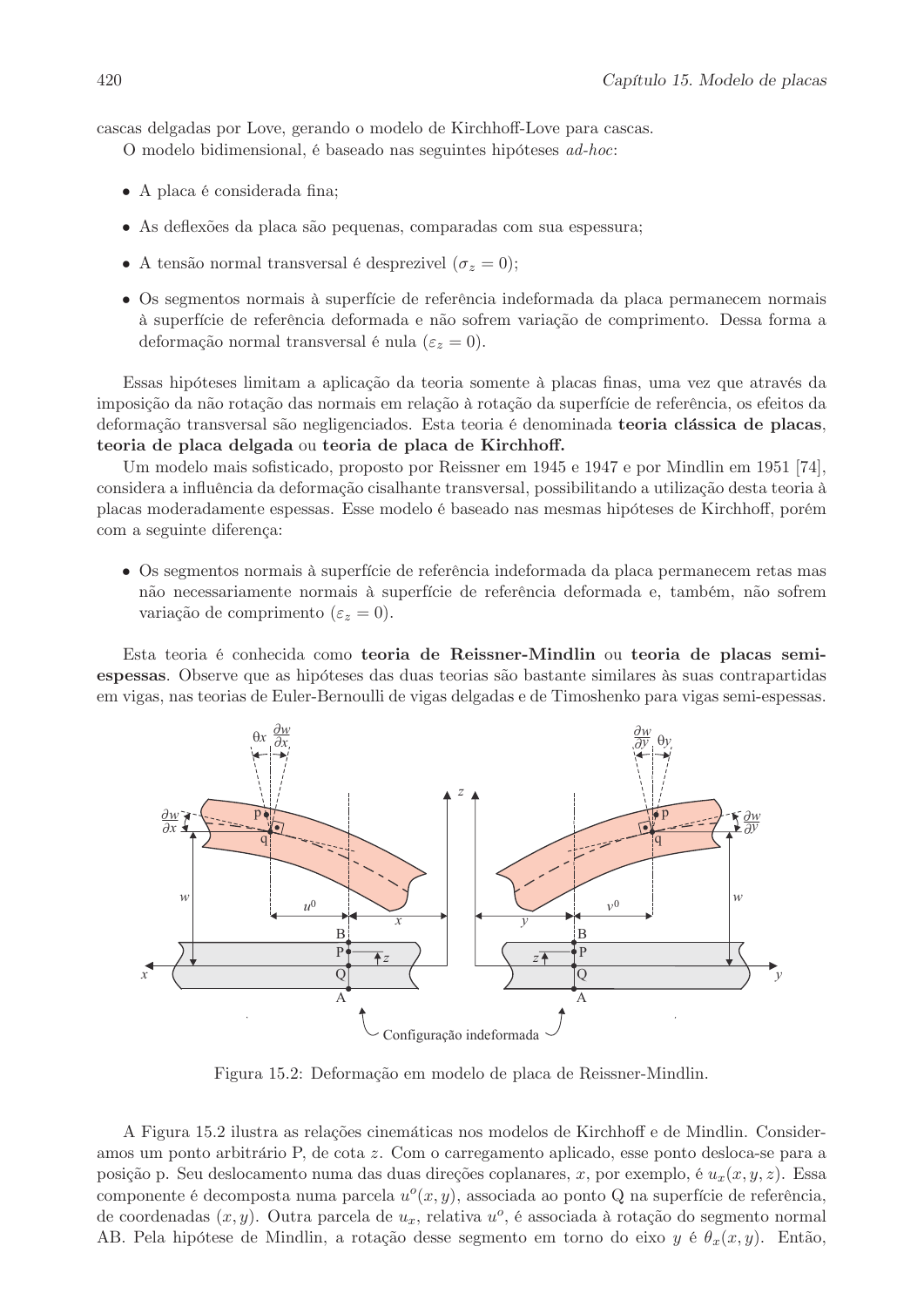cascas delgadas por Love, gerando o modelo de Kirchhoff-Love para cascas.

O modelo bidimensional, é baseado nas seguintes hipóteses *ad-hoc*:

- A placa é considerada fina;
- As deflexões da placa são pequenas, comparadas com sua espessura;
- A tensão normal transversal é desprezivel ($\sigma_z = 0$);
- Os segmentos normais à superfície de referência indeformada da placa permanecem normais à superfície de referência deformada e não sofrem variação de comprimento. Dessa forma a deformação normal transversal é nula ($\varepsilon_z = 0$).

Essas hipóteses limitam a aplicação da teoria somente à placas finas, uma vez que através da imposição da não rotação das normais em relação à rotação da superfície de referência, os efeitos da deformação transversal são negligenciados. Esta teoria é denominada **teoria clássica de placas**, **teoria de placa delgada** ou **teoria de placa de Kirchhoff.**

Um modelo mais sofisticado, proposto por Reissner em 1945 e 1947 e por Mindlin em 1951 [74], considera a influência da deformação cisalhante transversal, possibilitando a utilização desta teoria à placas moderadamente espessas. Esse modelo é baseado nas mesmas hipóteses de Kirchhoff, porém com a seguinte diferença:

- Os segmentos normais à superfície de referência indeformada da placa permanecem retas mas não necessariamente normais à superfície de referência deformada e, também, não sofrem variação de comprimento ($\varepsilon_z = 0$).

Esta teoria é conhecida como **teoria de Reissner-Mindlin** ou **teoria de placas semi-espessas**. Observe que as hipóteses das duas teorias são bastante similares às suas contrapartidas em vigas, nas teorias de Euler-Bernoulli de vigas delgadas e de Timoshenko para vigas semi-espessas.

Figura 15.2: Deformação em modelo de placa de Reissner-Mindlin.

A Figura 15.2 ilustra as relações cinemáticas nos modelos de Kirchhoff e de Mindlin. Consideramos um ponto arbitrário P, de cota $z$. Com o carregamento aplicado, esse ponto desloca-se para a posição p. Seu deslocamento numa das duas direções coplanares, $x$, por exemplo, é $u_x(x, y, z)$. Essa componente é decomposta numa parcela $u^o(x, y)$, associada ao ponto Q na superfície de referência, de coordenadas $(x, y)$. Outra parcela de $u_x$, relativa $u^o$, é associada à rotação do segmento normal AB. Pela hipótese de Mindlin, a rotação desse segmento em torno do eixo $y$ é $\theta_x(x, y)$. Então,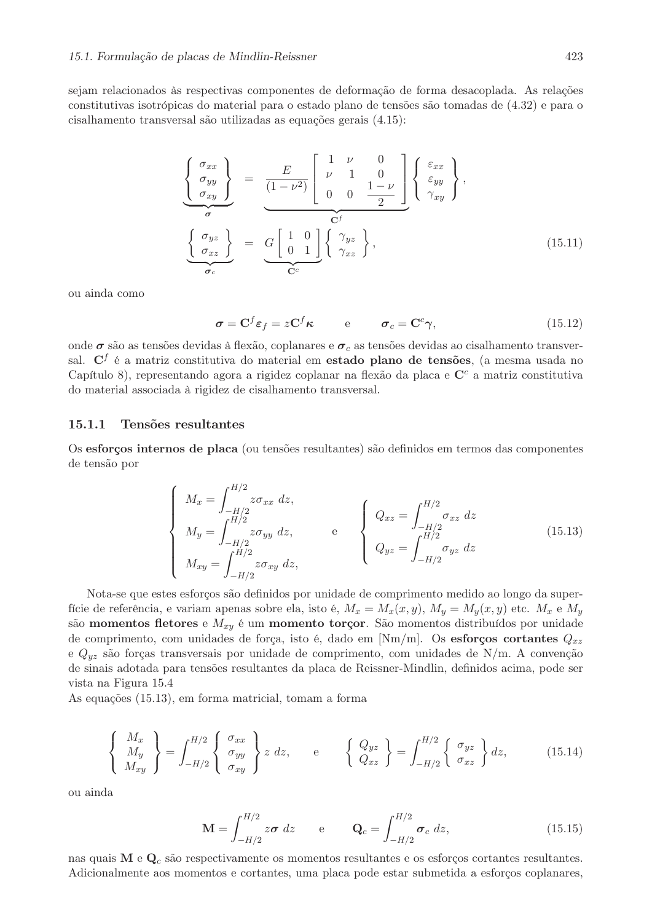sejam relacionados às respectivas componentes de deformação de forma desacoplada. As relações constitutivas isotrópicas do material para o estado plano de tensões são tomadas de (4.32) e para o cisalhamento transversal são utilizadas as equações gerais (4.15):

$$
\begin{aligned}
\underbrace{\left\{ \begin{array}{c} \sigma_{xx} \\ \sigma_{yy} \\ \sigma_{xy} \end{array} \right\}}_{\boldsymbol{\sigma}} &= \underbrace{\frac{E}{(1-\nu^2)} \left[ \begin{array}{ccc} 1 & \nu & 0 \\ \nu & 1 & 0 \\ 0 & 0 & \dfrac{1-\nu}{2} \end{array} \right]}_{\mathbf{C}^f} \left\{ \begin{array}{c} \varepsilon_{xx} \\ \varepsilon_{yy} \\ \gamma_{xy} \end{array} \right\}, \\
\underbrace{\left\{ \begin{array}{c} \sigma_{yz} \\ \sigma_{xz} \end{array} \right\}}_{\boldsymbol{\sigma}_c} &= \underbrace{G \left[ \begin{array}{cc} 1 & 0 \\ 0 & 1 \end{array} \right]}_{\mathbf{C}^c} \left\{ \begin{array}{c} \gamma_{yz} \\ \gamma_{xz} \end{array} \right\},
\end{aligned} \tag{15.11}
$$

ou ainda como

$$
\boldsymbol{\sigma} = \mathbf{C}^f \boldsymbol{\varepsilon}_f = z\mathbf{C}^f \boldsymbol{\kappa} \qquad \text{e} \qquad \boldsymbol{\sigma}_c = \mathbf{C}^c \boldsymbol{\gamma}, \tag{15.12}
$$

onde $\boldsymbol{\sigma}$ são as tensões devidas à flexão, coplanares e $\boldsymbol{\sigma}_c$ as tensões devidas ao cisalhamento transversal. $\mathbf{C}^f$ é a matriz constitutiva do material em **estado plano de tensões**, (a mesma usada no Capítulo 8), representando agora a rigidez coplanar na flexão da placa e $\mathbf{C}^c$ a matriz constitutiva do material associada à rigidez de cisalhamento transversal.

### 15.1.1 Tensões resultantes

Os **esforços internos de placa** (ou tensões resultantes) são definidos em termos das componentes de tensão por

$$
\left\{ \begin{array}{l} M_x = \displaystyle\int_{-H/2}^{H/2} z\sigma_{xx}\ dz, \\ M_y = \displaystyle\int_{-H/2}^{H/2} z\sigma_{yy}\ dz, \\ M_{xy} = \displaystyle\int_{-H/2}^{H/2} z\sigma_{xy}\ dz, \end{array} \right. \qquad \text{e} \qquad \left\{ \begin{array}{l} Q_{xz} = \displaystyle\int_{-H/2}^{H/2} \sigma_{xz}\ dz \\ Q_{yz} = \displaystyle\int_{-H/2}^{H/2} \sigma_{yz}\ dz \end{array} \right. \tag{15.13}
$$

Nota-se que estes esforços são definidos por unidade de comprimento medido ao longo da superfície de referência, e variam apenas sobre ela, isto é, $M_x = M_x(x, y)$, $M_y = M_y(x, y)$ etc. $M_x$ e $M_y$ são **momentos fletores** e $M_{xy}$ é um **momento torçor**. São momentos distribuídos por unidade de comprimento, com unidades de força, isto é, dado em [Nm/m]. Os **esforços cortantes** $Q_{xz}$ e $Q_{yz}$ são forças transversais por unidade de comprimento, com unidades de N/m. A convenção de sinais adotada para tensões resultantes da placa de Reissner-Mindlin, definidos acima, pode ser vista na Figura 15.4

As equações (15.13), em forma matricial, tomam a forma

$$
\left\{ \begin{array}{c} M_x \\ M_y \\ M_{xy} \end{array} \right\} = \int_{-H/2}^{H/2} \left\{ \begin{array}{c} \sigma_{xx} \\ \sigma_{yy} \\ \sigma_{xy} \end{array} \right\} z\ dz, \qquad \text{e} \qquad \left\{ \begin{array}{c} Q_{yz} \\ Q_{xz} \end{array} \right\} = \int_{-H/2}^{H/2} \left\{ \begin{array}{c} \sigma_{yz} \\ \sigma_{xz} \end{array} \right\} dz, \tag{15.14}
$$

ou ainda

$$
\mathbf{M} = \int_{-H/2}^{H/2} z\boldsymbol{\sigma}\ dz \qquad \text{e} \qquad \mathbf{Q}_c = \int_{-H/2}^{H/2} \boldsymbol{\sigma}_c\ dz, \tag{15.15}
$$

nas quais $\mathbf{M}$ e $\mathbf{Q}_c$ são respectivamente os momentos resultantes e os esforços cortantes resultantes. Adicionalmente aos momentos e cortantes, uma placa pode estar submetida a esforços coplanares,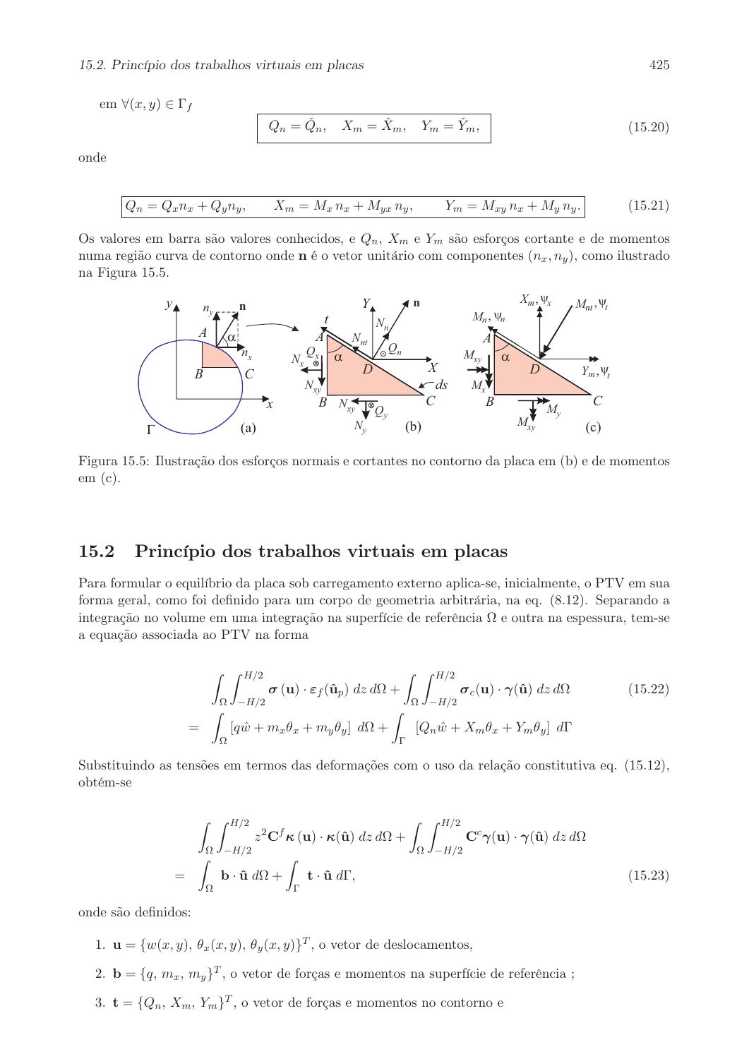em $\forall(x,y) \in \Gamma_f$

$$\boxed{Q_n = \check{Q}_n, \quad X_m = \check{X}_m, \quad Y_m = \check{Y}_m,} \tag{15.20}$$

onde

$$\boxed{Q_n = Q_x n_x + Q_y n_y, \qquad X_m = M_x\, n_x + M_{yx}\, n_y, \qquad Y_m = M_{xy}\, n_x + M_y\, n_y.} \tag{15.21}$$

Os valores em barra são valores conhecidos, e $Q_n$, $X_m$ e $Y_m$ são esforços cortante e de momentos numa região curva de contorno onde $\mathbf{n}$ é o vetor unitário com componentes $(n_x, n_y)$, como ilustrado na Figura 15.5.

Figura 15.5: Ilustração dos esforços normais e cortantes no contorno da placa em (b) e de momentos em (c).

## 15.2 Princípio dos trabalhos virtuais em placas

Para formular o equilíbrio da placa sob carregamento externo aplica-se, inicialmente, o PTV em sua forma geral, como foi definido para um corpo de geometria arbitrária, na eq. (8.12). Separando a integração no volume em uma integração na superfície de referência $\Omega$ e outra na espessura, tem-se a equação associada ao PTV na forma

$$\begin{aligned} &\int_\Omega \int_{-H/2}^{H/2} \boldsymbol{\sigma}(\mathbf{u}) \cdot \boldsymbol{\varepsilon}_f(\hat{\mathbf{u}}_p)\; dz\, d\Omega + \int_\Omega \int_{-H/2}^{H/2} \boldsymbol{\sigma}_c(\mathbf{u}) \cdot \boldsymbol{\gamma}(\hat{\mathbf{u}})\; dz\, d\Omega \\ = \;& \int_\Omega \left[q\hat{w} + m_x\theta_x + m_y\theta_y\right]\, d\Omega + \int_\Gamma \left[Q_n\hat{w} + X_m\theta_x + Y_m\theta_y\right]\, d\Gamma \end{aligned} \tag{15.22}$$

Substituindo as tensões em termos das deformações com o uso da relação constitutiva eq. (15.12), obtém-se

$$\begin{aligned} &\int_\Omega \int_{-H/2}^{H/2} z^2 \mathbf{C}^f \boldsymbol{\kappa}(\mathbf{u}) \cdot \boldsymbol{\kappa}(\hat{\mathbf{u}})\; dz\, d\Omega + \int_\Omega \int_{-H/2}^{H/2} \mathbf{C}^c \boldsymbol{\gamma}(\mathbf{u}) \cdot \boldsymbol{\gamma}(\hat{\mathbf{u}})\; dz\, d\Omega \\ = \;& \int_\Omega \mathbf{b} \cdot \hat{\mathbf{u}}\; d\Omega + \int_\Gamma \mathbf{t} \cdot \hat{\mathbf{u}}\; d\Gamma, \end{aligned} \tag{15.23}$$

onde são definidos:

1. $\mathbf{u} = \{w(x,y),\, \theta_x(x,y),\, \theta_y(x,y)\}^T$, o vetor de deslocamentos,
2. $\mathbf{b} = \{q,\, m_x,\, m_y\}^T$, o vetor de forças e momentos na superfície de referência ;
3. $\mathbf{t} = \{Q_n,\, X_m,\, Y_m\}^T$, o vetor de forças e momentos no contorno e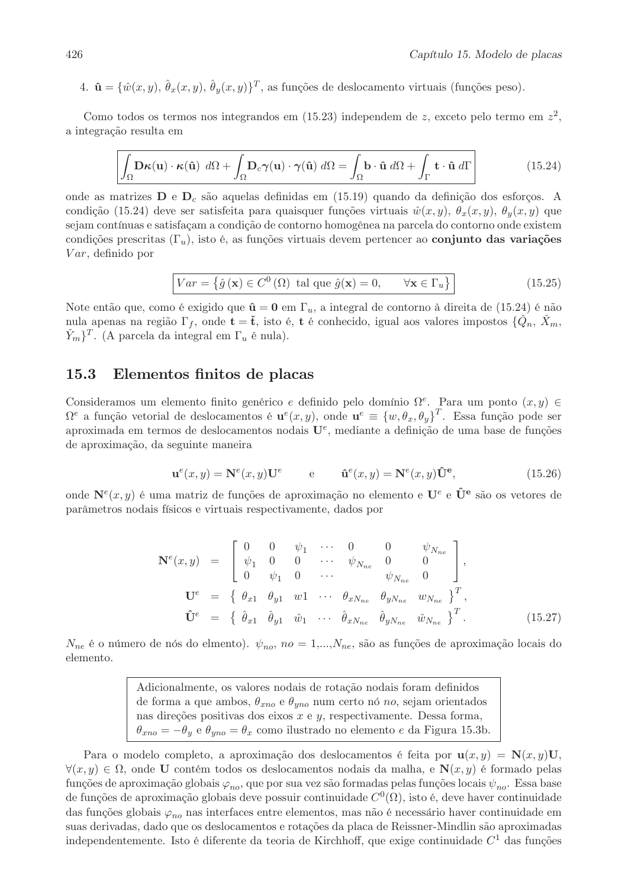4. $\hat{\mathbf{u}} = \{\hat{w}(x,y),\, \hat{\theta}_x(x,y),\, \hat{\theta}_y(x,y)\}^T$, as funções de deslocamento virtuais (funções peso).

Como todos os termos nos integrandos em (15.23) independem de $z$, exceto pelo termo em $z^2$, a integração resulta em

$$\boxed{\int_\Omega \mathbf{D}\boldsymbol{\kappa}(\mathbf{u}) \cdot \boldsymbol{\kappa}(\hat{\mathbf{u}})\ d\Omega + \int_\Omega \mathbf{D}_c \boldsymbol{\gamma}(\mathbf{u}) \cdot \boldsymbol{\gamma}(\hat{\mathbf{u}})\ d\Omega = \int_\Omega \mathbf{b} \cdot \hat{\mathbf{u}}\ d\Omega + \int_\Gamma \mathbf{t} \cdot \hat{\mathbf{u}}\ d\Gamma} \tag{15.24}$$

onde as matrizes $\mathbf{D}$ e $\mathbf{D}_c$ são aquelas definidas em (15.19) quando da definição dos esforços. A condição (15.24) deve ser satisfeita para quaisquer funções virtuais $\hat{w}(x,y)$, $\theta_x(x,y)$, $\theta_y(x,y)$ que sejam contínuas e satisfaçam a condição de contorno homogênea na parcela do contorno onde existem condições prescritas ($\Gamma_u$), isto é, as funções virtuais devem pertencer ao **conjunto das variações** $Var$, definido por

$$\boxed{Var = \left\{\hat{g}\,(\mathbf{x}) \in C^0\,(\Omega) \text{ tal que } \hat{g}(\mathbf{x}) = 0, \qquad \forall \mathbf{x} \in \Gamma_u\right\}} \tag{15.25}$$

Note então que, como é exigido que $\hat{\mathbf{u}} = \mathbf{0}$ em $\Gamma_u$, a integral de contorno à direita de (15.24) é não nula apenas na região $\Gamma_f$, onde $\mathbf{t} = \check{\mathbf{t}}$, isto é, $\mathbf{t}$ é conhecido, igual aos valores impostos $\{\check{Q}_n,\, \check{X}_m,\, \check{Y}_m\}^T$. (A parcela da integral em $\Gamma_u$ é nula).

## 15.3 Elementos finitos de placas

Consideramos um elemento finito genérico $e$ definido pelo domínio $\Omega^e$. Para um ponto $(x,y) \in \Omega^e$ a função vetorial de deslocamentos é $\mathbf{u}^e(x,y)$, onde $\mathbf{u}^e \equiv \{w, \theta_x, \theta_y\}^T$. Essa função pode ser aproximada em termos de deslocamentos nodais $\mathbf{U}^e$, mediante a definição de uma base de funções de aproximação, da seguinte maneira

$$\mathbf{u}^e(x,y) = \mathbf{N}^e(x,y)\mathbf{U}^e \qquad \text{e} \qquad \hat{\mathbf{u}}^e(x,y) = \mathbf{N}^e(x,y)\hat{\mathbf{U}}^{\mathbf{e}}, \tag{15.26}$$

onde $\mathbf{N}^e(x,y)$ é uma matriz de funções de aproximação no elemento e $\mathbf{U}^e$ e $\hat{\mathbf{U}}^{\mathbf{e}}$ são os vetores de parâmetros nodais físicos e virtuais respectivamente, dados por

$$\begin{aligned}
\mathbf{N}^e(x,y) &= \begin{bmatrix} 0 & 0 & \psi_1 & \cdots & 0 & 0 & \psi_{N_{ne}} \\ \psi_1 & 0 & 0 & \cdots & \psi_{N_{ne}} & 0 & 0 \\ 0 & \psi_1 & 0 & \cdots & & \psi_{N_{ne}} & 0 \end{bmatrix}, \\
\mathbf{U}^e &= \left\{\begin{matrix} \theta_{x1} & \theta_{y1} & w1 & \cdots & \theta_{xN_{ne}} & \theta_{yN_{ne}} & w_{N_{ne}} \end{matrix}\right\}^T, \\
\hat{\mathbf{U}}^e &= \left\{\begin{matrix} \hat{\theta}_{x1} & \hat{\theta}_{y1} & \hat{w}_1 & \cdots & \hat{\theta}_{xN_{ne}} & \hat{\theta}_{yN_{ne}} & \hat{w}_{N_{ne}} \end{matrix}\right\}^T.
\end{aligned} \tag{15.27}$$

$N_{ne}$ é o número de nós do elmento). $\psi_{no}$, $no = 1,...,N_{ne}$, são as funções de aproximação locais do elemento.

> Adicionalmente, os valores nodais de rotação nodais foram definidos de forma a que ambos, $\theta_{xno}$ e $\theta_{yno}$ num certo nó $no$, sejam orientados nas direções positivas dos eixos $x$ e $y$, respectivamente. Dessa forma, $\theta_{xno} = -\theta_y$ e $\theta_{yno} = \theta_x$ como ilustrado no elemento $e$ da Figura 15.3b.

Para o modelo completo, a aproximação dos deslocamentos é feita por $\mathbf{u}(x,y) = \mathbf{N}(x,y)\mathbf{U}$, $\forall(x,y) \in \Omega$, onde $\mathbf{U}$ contém todos os deslocamentos nodais da malha, e $\mathbf{N}(x,y)$ é formado pelas funções de aproximação globais $\varphi_{no}$, que por sua vez são formadas pelas funções locais $\psi_{no}$. Essa base de funções de aproximação globais deve possuir continuidade $C^0(\Omega)$, isto é, deve haver continuidade das funções globais $\varphi_{no}$ nas interfaces entre elementos, mas não é necessário haver continuidade em suas derivadas, dado que os deslocamentos e rotações da placa de Reissner-Mindlin são aproximadas independentemente. Isto é diferente da teoria de Kirchhoff, que exige continuidade $C^1$ das funções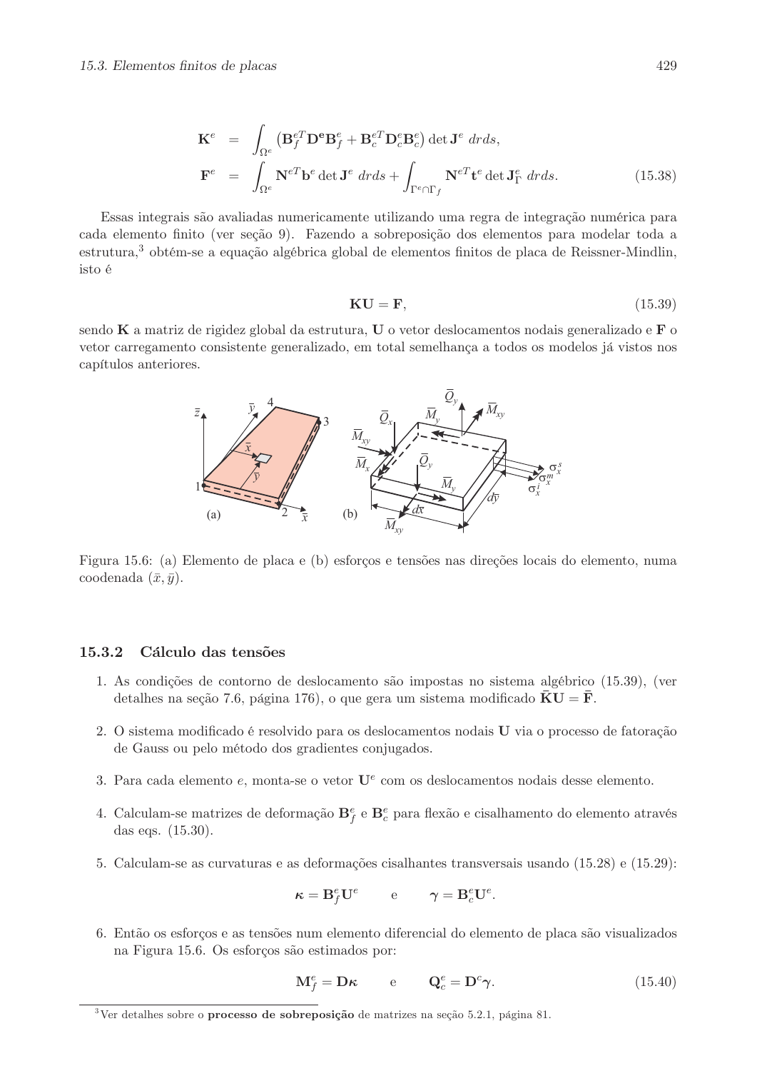$$
\begin{aligned}
\mathbf{K}^e &= \int_{\Omega^e} \left( \mathbf{B}_f^{eT} \mathbf{D}^{\mathbf{e}} \mathbf{B}_f^e + \mathbf{B}_c^{eT} \mathbf{D}_c^e \mathbf{B}_c^e \right) \det \mathbf{J}^e \; drds, \\
\mathbf{F}^e &= \int_{\Omega^e} \mathbf{N}^{eT} \mathbf{b}^e \det \mathbf{J}^e \; drds + \int_{\Gamma^e \cap \Gamma_f} \mathbf{N}^{eT} \mathbf{t}^e \det \mathbf{J}_\Gamma^e \; drds.
\end{aligned}
\tag{15.38}
$$

Essas integrais são avaliadas numericamente utilizando uma regra de integração numérica para cada elemento finito (ver seção 9). Fazendo a sobreposição dos elementos para modelar toda a estrutura,[3] obtém-se a equação algébrica global de elementos finitos de placa de Reissner-Mindlin, isto é

$$
\mathbf{K}\mathbf{U} = \mathbf{F}, \tag{15.39}
$$

sendo $\mathbf{K}$ a matriz de rigidez global da estrutura, $\mathbf{U}$ o vetor deslocamentos nodais generalizado e $\mathbf{F}$ o vetor carregamento consistente generalizado, em total semelhança a todos os modelos já vistos nos capítulos anteriores.

Figura 15.6: (a) Elemento de placa e (b) esforços e tensões nas direções locais do elemento, numa coodenada $(\bar{x}, \bar{y})$.

### 15.3.2 Cálculo das tensões

1. As condições de contorno de deslocamento são impostas no sistema algébrico (15.39), (ver detalhes na seção 7.6, página 176), o que gera um sistema modificado $\bar{\mathbf{K}}\mathbf{U} = \bar{\mathbf{F}}$.

2. O sistema modificado é resolvido para os deslocamentos nodais $\mathbf{U}$ via o processo de fatoração de Gauss ou pelo método dos gradientes conjugados.

3. Para cada elemento $e$, monta-se o vetor $\mathbf{U}^e$ com os deslocamentos nodais desse elemento.

4. Calculam-se matrizes de deformação $\mathbf{B}_f^e$ e $\mathbf{B}_c^e$ para flexão e cisalhamento do elemento através das eqs. (15.30).

5. Calculam-se as curvaturas e as deformações cisalhantes transversais usando (15.28) e (15.29):

$$
\boldsymbol{\kappa} = \mathbf{B}_f^e \mathbf{U}^e \qquad \text{e} \qquad \boldsymbol{\gamma} = \mathbf{B}_c^e \mathbf{U}^e.
$$

6. Então os esforços e as tensões num elemento diferencial do elemento de placa são visualizados na Figura 15.6. Os esforços são estimados por:

$$
\mathbf{M}_f^e = \mathbf{D}\boldsymbol{\kappa} \qquad \text{e} \qquad \mathbf{Q}_c^e = \mathbf{D}^c \boldsymbol{\gamma}. \tag{15.40}
$$

[3] Ver detalhes sobre o **processo de sobreposição** de matrizes na seção 5.2.1, página 81.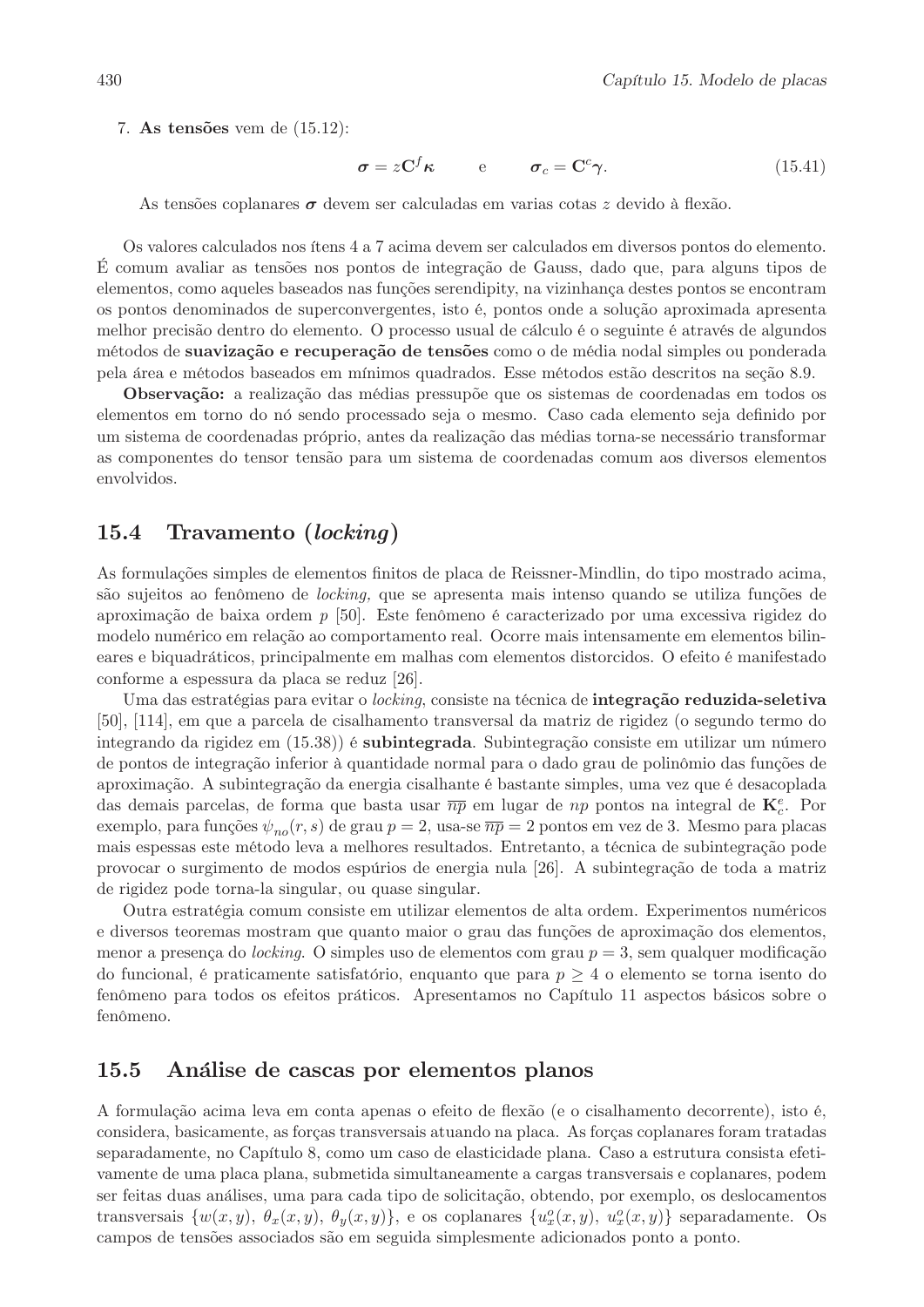7. **As tensões** vem de (15.12):

$$\boldsymbol{\sigma} = z\mathbf{C}^f\boldsymbol{\kappa} \qquad \text{e} \qquad \boldsymbol{\sigma}_c = \mathbf{C}^c\boldsymbol{\gamma}. \tag{15.41}$$

As tensões coplanares $\boldsymbol{\sigma}$ devem ser calculadas em varias cotas $z$ devido à flexão.

Os valores calculados nos ítens 4 a 7 acima devem ser calculados em diversos pontos do elemento. É comum avaliar as tensões nos pontos de integração de Gauss, dado que, para alguns tipos de elementos, como aqueles baseados nas funções serendipity, na vizinhança destes pontos se encontram os pontos denominados de superconvergentes, isto é, pontos onde a solução aproximada apresenta melhor precisão dentro do elemento. O processo usual de cálculo é o seguinte é através de algundos métodos de **suavização e recuperação de tensões** como o de média nodal simples ou ponderada pela área e métodos baseados em mínimos quadrados. Esse métodos estão descritos na seção 8.9.

**Observação:** a realização das médias pressupõe que os sistemas de coordenadas em todos os elementos em torno do nó sendo processado seja o mesmo. Caso cada elemento seja definido por um sistema de coordenadas próprio, antes da realização das médias torna-se necessário transformar as componentes do tensor tensão para um sistema de coordenadas comum aos diversos elementos envolvidos.

## 15.4 Travamento (*locking*)

As formulações simples de elementos finitos de placa de Reissner-Mindlin, do tipo mostrado acima, são sujeitos ao fenômeno de *locking,* que se apresenta mais intenso quando se utiliza funções de aproximação de baixa ordem $p$ [50]. Este fenômeno é caracterizado por uma excessiva rigidez do modelo numérico em relação ao comportamento real. Ocorre mais intensamente em elementos bilineares e biquadráticos, principalmente em malhas com elementos distorcidos. O efeito é manifestado conforme a espessura da placa se reduz [26].

Uma das estratégias para evitar o *locking*, consiste na técnica de **integração reduzida-seletiva** [50], [114], em que a parcela de cisalhamento transversal da matriz de rigidez (o segundo termo do integrando da rigidez em (15.38)) é **subintegrada**. Subintegração consiste em utilizar um número de pontos de integração inferior à quantidade normal para o dado grau de polinômio das funções de aproximação. A subintegração da energia cisalhante é bastante simples, uma vez que é desacoplada das demais parcelas, de forma que basta usar $\overline{np}$ em lugar de $np$ pontos na integral de $\mathbf{K}^e_c$. Por exemplo, para funções $\psi_{no}(r,s)$ de grau $p=2$, usa-se $\overline{np}=2$ pontos em vez de 3. Mesmo para placas mais espessas este método leva a melhores resultados. Entretanto, a técnica de subintegração pode provocar o surgimento de modos espúrios de energia nula [26]. A subintegração de toda a matriz de rigidez pode torna-la singular, ou quase singular.

Outra estratégia comum consiste em utilizar elementos de alta ordem. Experimentos numéricos e diversos teoremas mostram que quanto maior o grau das funções de aproximação dos elementos, menor a presença do *locking*. O simples uso de elementos com grau $p=3$, sem qualquer modificação do funcional, é praticamente satisfatório, enquanto que para $p \geq 4$ o elemento se torna isento do fenômeno para todos os efeitos práticos. Apresentamos no Capítulo 11 aspectos básicos sobre o fenômeno.

## 15.5 Análise de cascas por elementos planos

A formulação acima leva em conta apenas o efeito de flexão (e o cisalhamento decorrente), isto é, considera, basicamente, as forças transversais atuando na placa. As forças coplanares foram tratadas separadamente, no Capítulo 8, como um caso de elasticidade plana. Caso a estrutura consista efetivamente de uma placa plana, submetida simultaneamente a cargas transversais e coplanares, podem ser feitas duas análises, uma para cada tipo de solicitação, obtendo, por exemplo, os deslocamentos transversais $\{w(x,y),\ \theta_x(x,y),\ \theta_y(x,y)\}$, e os coplanares $\{u^o_x(x,y),\ u^o_x(x,y)\}$ separadamente. Os campos de tensões associados são em seguida simplesmente adicionados ponto a ponto.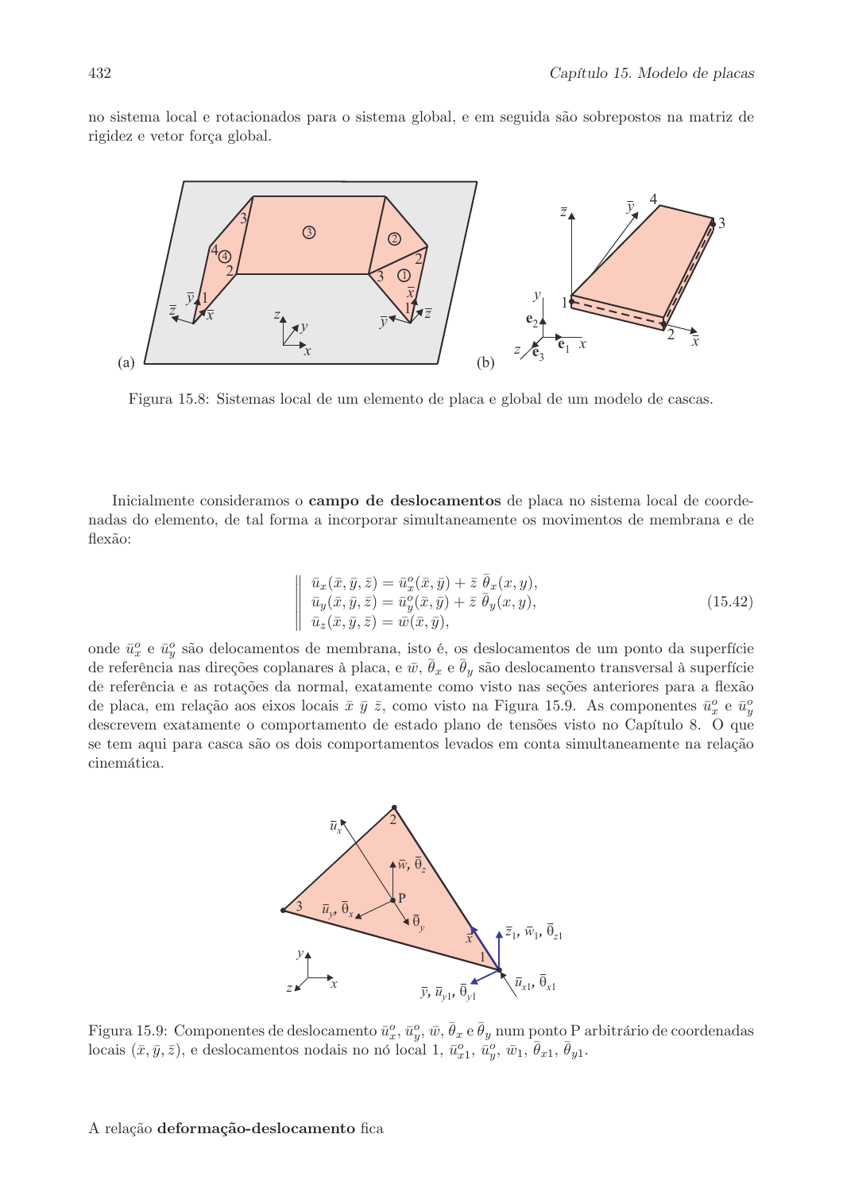no sistema local e rotacionados para o sistema global, e em seguida são sobrepostos na matriz de rigidez e vetor força global.

Figura 15.8: Sistemas local de um elemento de placa e global de um modelo de cascas.

Inicialmente consideramos o **campo de deslocamentos** de placa no sistema local de coordenadas do elemento, de tal forma a incorporar simultaneamente os movimentos de membrana e de flexão:

$$
\left\| \begin{array}{l}
\bar{u}_x(\bar{x},\bar{y},\bar{z}) = \bar{u}_x^o(\bar{x},\bar{y}) + \bar{z}\ \bar{\theta}_x(x,y), \\
\bar{u}_y(\bar{x},\bar{y},\bar{z}) = \bar{u}_y^o(\bar{x},\bar{y}) + \bar{z}\ \bar{\theta}_y(x,y), \\
\bar{u}_z(\bar{x},\bar{y},\bar{z}) = \bar{w}(\bar{x},\bar{y}),
\end{array} \right. \tag{15.42}
$$

onde $\bar{u}_x^o$ e $\bar{u}_y^o$ são delocamentos de membrana, isto é, os deslocamentos de um ponto da superfície de referência nas direções coplanares à placa, e $\bar{w}$, $\bar{\theta}_x$ e $\bar{\theta}_y$ são deslocamento transversal à superfície de referência e as rotações da normal, exatamente como visto nas seções anteriores para a flexão de placa, em relação aos eixos locais $\bar{x}$ $\bar{y}$ $\bar{z}$, como visto na Figura 15.9. As componentes $\bar{u}_x^o$ e $\bar{u}_y^o$ descrevem exatamente o comportamento de estado plano de tensões visto no Capítulo 8. O que se tem aqui para casca são os dois comportamentos levados em conta simultaneamente na relação cinemática.

Figura 15.9: Componentes de deslocamento $\bar{u}_x^o$, $\bar{u}_y^o$, $\bar{w}$, $\bar{\theta}_x$ e $\bar{\theta}_y$ num ponto P arbitrário de coordenadas locais $(\bar{x},\bar{y},\bar{z})$, e deslocamentos nodais no nó local 1, $\bar{u}_{x1}^o$, $\bar{u}_y^o$, $\bar{w}_1$, $\bar{\theta}_{x1}$, $\bar{\theta}_{y1}$.

A relação **deformação-deslocamento** fica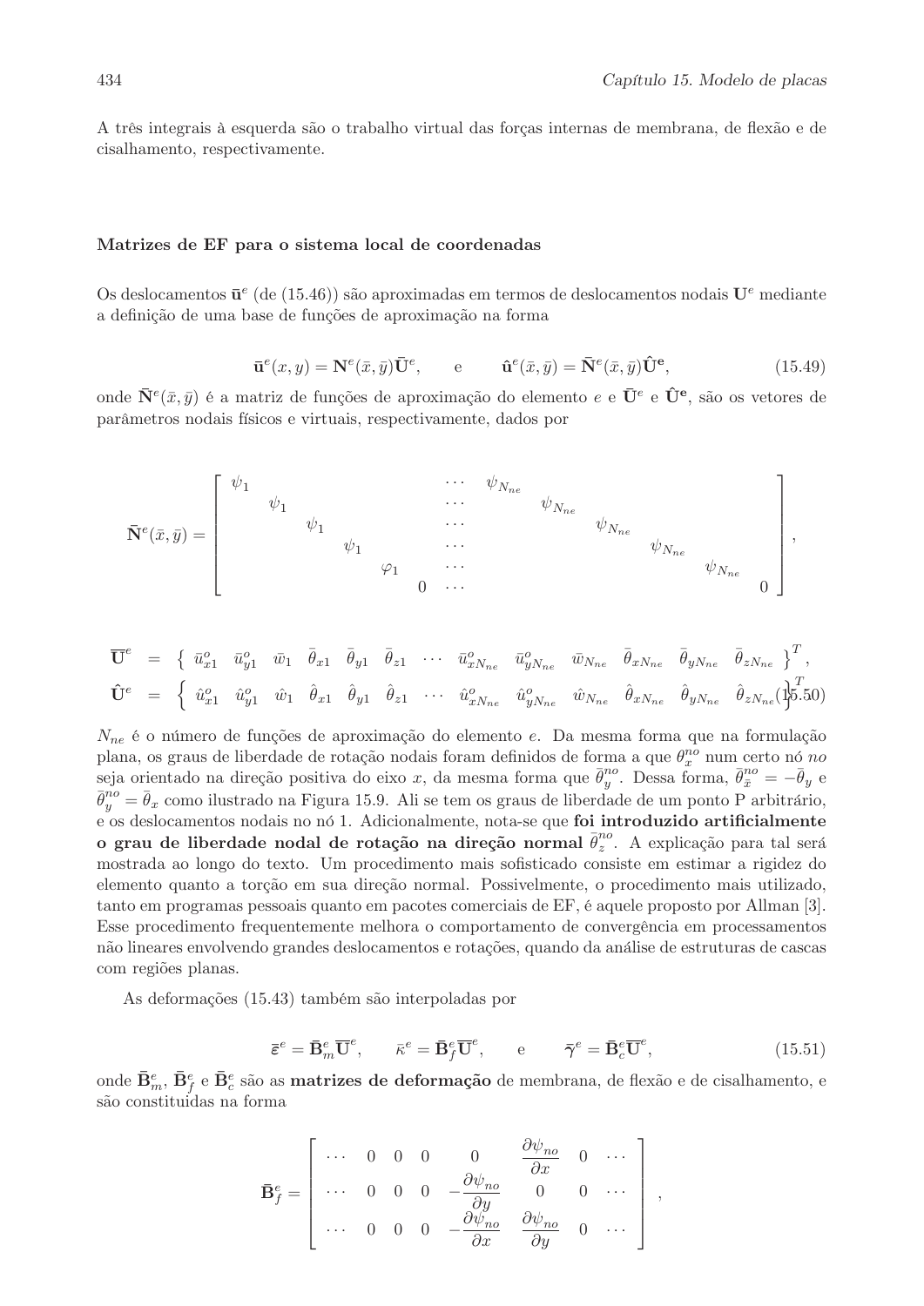A três integrais à esquerda são o trabalho virtual das forças internas de membrana, de flexão e de cisalhamento, respectivamente.

#### Matrizes de EF para o sistema local de coordenadas

Os deslocamentos $\bar{\mathbf{u}}^e$ (de (15.46)) são aproximadas em termos de deslocamentos nodais $\mathbf{U}^e$ mediante a definição de uma base de funções de aproximação na forma

$$\bar{\mathbf{u}}^e(x,y) = \mathbf{N}^e(\bar{x},\bar{y})\bar{\mathbf{U}}^e, \qquad \text{e} \qquad \hat{\mathbf{u}}^e(\bar{x},\bar{y}) = \bar{\mathbf{N}}^e(\bar{x},\bar{y})\hat{\mathbf{U}}^{\mathbf{e}}, \tag{15.49}$$

onde $\bar{\mathbf{N}}^e(\bar{x},\bar{y})$ é a matriz de funções de aproximação do elemento $e$ e $\bar{\mathbf{U}}^e$ e $\hat{\mathbf{U}}^{\mathbf{e}}$, são os vetores de parâmetros nodais físicos e virtuais, respectivamente, dados por

$$\bar{\mathbf{N}}^e(\bar{x},\bar{y}) = \left[\begin{array}{cccccccccccc}
\psi_1 & & & & & & \cdots & \psi_{N_{ne}} & & & & \\
 & \psi_1 & & & & & \cdots & & \psi_{N_{ne}} & & & \\
 & & \psi_1 & & & & \cdots & & & \psi_{N_{ne}} & & \\
 & & & \psi_1 & & & \cdots & & & & \psi_{N_{ne}} & \\
 & & & & \varphi_1 & & \cdots & & & & & \psi_{N_{ne}} \\
 & & & & & 0 & \cdots & & & & & & 0
\end{array}\right],$$

$$\begin{array}{rcl}
\overline{\mathbf{U}}^e & = & \left\{ \begin{array}{ccccccccccccc} \bar{u}^o_{x1} & \bar{u}^o_{y1} & \bar{w}_1 & \bar{\theta}_{x1} & \bar{\theta}_{y1} & \bar{\theta}_{z1} & \cdots & \bar{u}^o_{xN_{ne}} & \bar{u}^o_{yN_{ne}} & \bar{w}_{N_{ne}} & \bar{\theta}_{xN_{ne}} & \bar{\theta}_{yN_{ne}} & \bar{\theta}_{zN_{ne}} \end{array} \right\}^T, \\
\hat{\mathbf{U}}^e & = & \left\{ \begin{array}{ccccccccccccc} \hat{u}^o_{x1} & \hat{u}^o_{y1} & \hat{w}_1 & \hat{\theta}_{x1} & \hat{\theta}_{y1} & \hat{\theta}_{z1} & \cdots & \hat{u}^o_{xN_{ne}} & \hat{u}^o_{yN_{ne}} & \hat{w}_{N_{ne}} & \hat{\theta}_{xN_{ne}} & \hat{\theta}_{yN_{ne}} & \hat{\theta}_{zN_{ne}} \end{array} \right\}^T
\end{array} \tag{15.50}$$

$N_{ne}$ é o número de funções de aproximação do elemento $e$. Da mesma forma que na formulação plana, os graus de liberdade de rotação nodais foram definidos de forma a que $\theta_x^{no}$ num certo nó *no* seja orientado na direção positiva do eixo $x$, da mesma forma que $\bar{\theta}_y^{no}$. Dessa forma, $\bar{\theta}_{\bar{x}}^{no} = -\bar{\theta}_y$ e $\bar{\theta}_y^{no} = \bar{\theta}_x$ como ilustrado na Figura 15.9. Ali se tem os graus de liberdade de um ponto P arbitrário, e os deslocamentos nodais no nó 1. Adicionalmente, nota-se que **foi introduzido artificialmente o grau de liberdade nodal de rotação na direção normal** $\bar{\theta}_z^{no}$. A explicação para tal será mostrada ao longo do texto. Um procedimento mais sofisticado consiste em estimar a rigidez do elemento quanto a torção em sua direção normal. Possivelmente, o procedimento mais utilizado, tanto em programas pessoais quanto em pacotes comerciais de EF, é aquele proposto por Allman [3]. Esse procedimento frequentemente melhora o comportamento de convergência em processamentos não lineares envolvendo grandes deslocamentos e rotações, quando da análise de estruturas de cascas com regiões planas.

As deformações (15.43) também são interpoladas por

$$\bar{\boldsymbol{\varepsilon}}^e = \bar{\mathbf{B}}^e_m\overline{\mathbf{U}}^e, \qquad \bar{\kappa}^e = \bar{\mathbf{B}}^e_f\overline{\mathbf{U}}^e, \qquad \text{e} \qquad \bar{\boldsymbol{\gamma}}^e = \bar{\mathbf{B}}^e_c\overline{\mathbf{U}}^e, \tag{15.51}$$

onde $\bar{\mathbf{B}}^e_m$, $\bar{\mathbf{B}}^e_f$ e $\bar{\mathbf{B}}^e_c$ são as **matrizes de deformação** de membrana, de flexão e de cisalhamento, e são constituidas na forma

$$\bar{\mathbf{B}}^e_f = \left[\begin{array}{cccccccc}
\cdots & 0 & 0 & 0 & 0 & \dfrac{\partial \psi_{no}}{\partial x} & 0 & \cdots \\
\cdots & 0 & 0 & 0 & -\dfrac{\partial \psi_{no}}{\partial y} & 0 & 0 & \cdots \\
\cdots & 0 & 0 & 0 & -\dfrac{\partial \psi_{no}}{\partial x} & \dfrac{\partial \psi_{no}}{\partial y} & 0 & \cdots
\end{array}\right],$$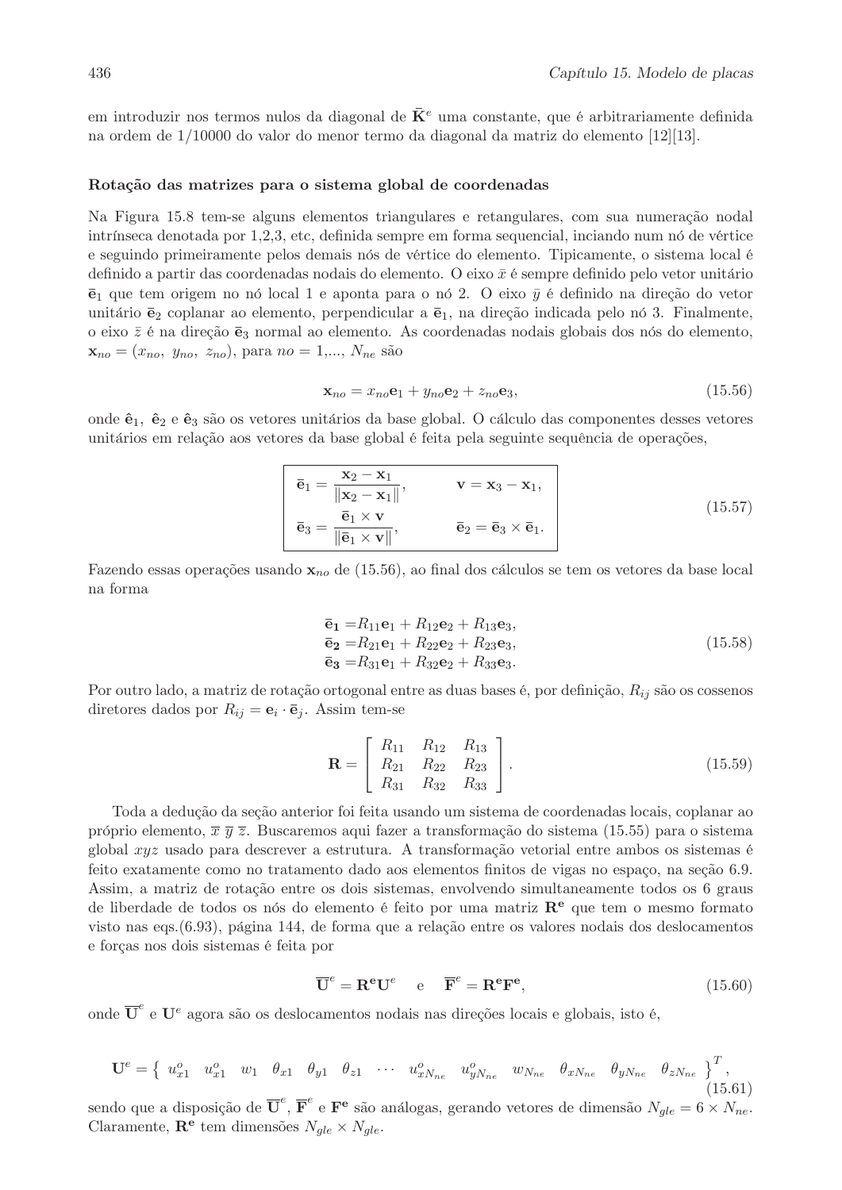em introduzir nos termos nulos da diagonal de $\bar{\mathbf{K}}^e$ uma constante, que é arbitrariamente definida na ordem de 1/10000 do valor do menor termo da diagonal da matriz do elemento [12][13].

**Rotação das matrizes para o sistema global de coordenadas**

Na Figura 15.8 tem-se alguns elementos triangulares e retangulares, com sua numeração nodal intrínseca denotada por 1,2,3, etc, definida sempre em forma sequencial, inciando num nó de vértice e seguindo primeiramente pelos demais nós de vértice do elemento. Tipicamente, o sistema local é definido a partir das coordenadas nodais do elemento. O eixo $\bar{x}$ é sempre definido pelo vetor unitário $\bar{\mathbf{e}}_1$ que tem origem no nó local 1 e aponta para o nó 2. O eixo $\bar{y}$ é definido na direção do vetor unitário $\bar{\mathbf{e}}_2$ coplanar ao elemento, perpendicular a $\bar{\mathbf{e}}_1$, na direção indicada pelo nó 3. Finalmente, o eixo $\bar{z}$ é na direção $\bar{\mathbf{e}}_3$ normal ao elemento. As coordenadas nodais globais dos nós do elemento, $\mathbf{x}_{no} = (x_{no},\ y_{no},\ z_{no})$, para $no = 1,..., N_{ne}$ são

$$\mathbf{x}_{no} = x_{no}\mathbf{e}_1 + y_{no}\mathbf{e}_2 + z_{no}\mathbf{e}_3, \tag{15.56}$$

onde $\hat{\mathbf{e}}_1$, $\hat{\mathbf{e}}_2$ e $\hat{\mathbf{e}}_3$ são os vetores unitários da base global. O cálculo das componentes desses vetores unitários em relação aos vetores da base global é feita pela seguinte sequência de operações,

$$\boxed{\begin{aligned} \bar{\mathbf{e}}_1 &= \frac{\mathbf{x}_2 - \mathbf{x}_1}{\|\mathbf{x}_2 - \mathbf{x}_1\|}, & \mathbf{v} &= \mathbf{x}_3 - \mathbf{x}_1, \\ \bar{\mathbf{e}}_3 &= \frac{\bar{\mathbf{e}}_1 \times \mathbf{v}}{\|\bar{\mathbf{e}}_1 \times \mathbf{v}\|}, & \bar{\mathbf{e}}_2 &= \bar{\mathbf{e}}_3 \times \bar{\mathbf{e}}_1. \end{aligned}} \tag{15.57}$$

Fazendo essas operações usando $\mathbf{x}_{no}$ de (15.56), ao final dos cálculos se tem os vetores da base local na forma

$$\begin{aligned} \bar{\mathbf{e}}_\mathbf{1} &= R_{11}\mathbf{e}_1 + R_{12}\mathbf{e}_2 + R_{13}\mathbf{e}_3, \\ \bar{\mathbf{e}}_\mathbf{2} &= R_{21}\mathbf{e}_1 + R_{22}\mathbf{e}_2 + R_{23}\mathbf{e}_3, \\ \bar{\mathbf{e}}_\mathbf{3} &= R_{31}\mathbf{e}_1 + R_{32}\mathbf{e}_2 + R_{33}\mathbf{e}_3. \end{aligned} \tag{15.58}$$

Por outro lado, a matriz de rotação ortogonal entre as duas bases é, por definição, $R_{ij}$ são os cossenos diretores dados por $R_{ij} = \mathbf{e}_i \cdot \bar{\mathbf{e}}_j$. Assim tem-se

$$\mathbf{R} = \begin{bmatrix} R_{11} & R_{12} & R_{13} \\ R_{21} & R_{22} & R_{23} \\ R_{31} & R_{32} & R_{33} \end{bmatrix}. \tag{15.59}$$

Toda a dedução da seção anterior foi feita usando um sistema de coordenadas locais, coplanar ao próprio elemento, $\overline{x}\ \overline{y}\ \overline{z}$. Buscaremos aqui fazer a transformação do sistema (15.55) para o sistema global $xyz$ usado para descrever a estrutura. A transformação vetorial entre ambos os sistemas é feito exatamente como no tratamento dado aos elementos finitos de vigas no espaço, na seção 6.9. Assim, a matriz de rotação entre os dois sistemas, envolvendo simultaneamente todos os 6 graus de liberdade de todos os nós do elemento é feito por uma matriz $\mathbf{R^e}$ que tem o mesmo formato visto nas eqs.(6.93), página 144, de forma que a relação entre os valores nodais dos deslocamentos e forças nos dois sistemas é feita por

$$\overline{\mathbf{U}}^e = \mathbf{R^e}\mathbf{U}^e \quad \text{ e } \quad \overline{\mathbf{F}}^e = \mathbf{R^e}\mathbf{F^e}, \tag{15.60}$$

onde $\overline{\mathbf{U}}^e$ e $\mathbf{U}^e$ agora são os deslocamentos nodais nas direções locais e globais, isto é,

$$\mathbf{U}^e = \left\{ \begin{array}{cccccccccccc} u^o_{x1} & u^o_{x1} & w_1 & \theta_{x1} & \theta_{y1} & \theta_{z1} & \cdots & u^o_{xN_{ne}} & u^o_{yN_{ne}} & w_{N_{ne}} & \theta_{xN_{ne}} & \theta_{yN_{ne}} & \theta_{zN_{ne}} \end{array} \right\}^T, \tag{15.61}$$

sendo que a disposição de $\overline{\mathbf{U}}^e$, $\overline{\mathbf{F}}^e$ e $\mathbf{F^e}$ são análogas, gerando vetores de dimensão $N_{gle} = 6 \times N_{ne}$. Claramente, $\mathbf{R^e}$ tem dimensões $N_{gle} \times N_{gle}$.